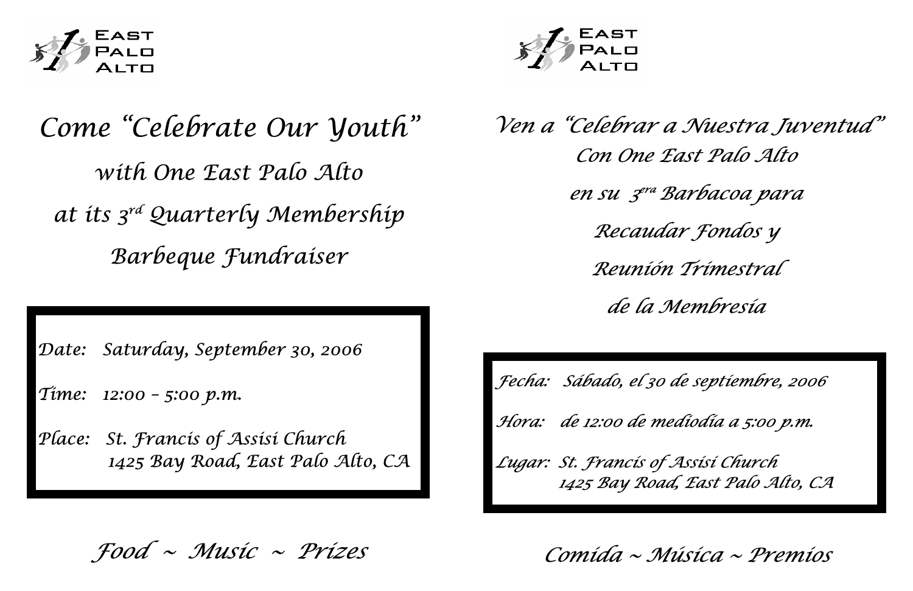EAST PALO ALTO

# Come "Celebrate Our Youth"

## with One East Palo Alto at its 3rd Quarterly Membership Barbeque Fundraiser

Date: Saturday, September 30, 2006

Time: 12:00 – 5:00 p.m.

Place: St. Francis of Assisi Church
1425 Bay Road, East Palo Alto, CA

**Food ~ Music ~ Prizes**

EAST PALO ALTO

# Ven a "Celebrar a Nuestra Juventud"

## Con One East Palo Alto en su 3era Barbacoa para Recaudar Fondos y Reunión Trimestral de la Membresía

Fecha: Sábado, el 30 de septiembre, 2006

Hora: de 12:00 de mediodía a 5:00 p.m.

Lugar: St. Francis of Assisi Church
1425 Bay Road, East Palo Alto, CA

**Comida ~ Música ~ Premios**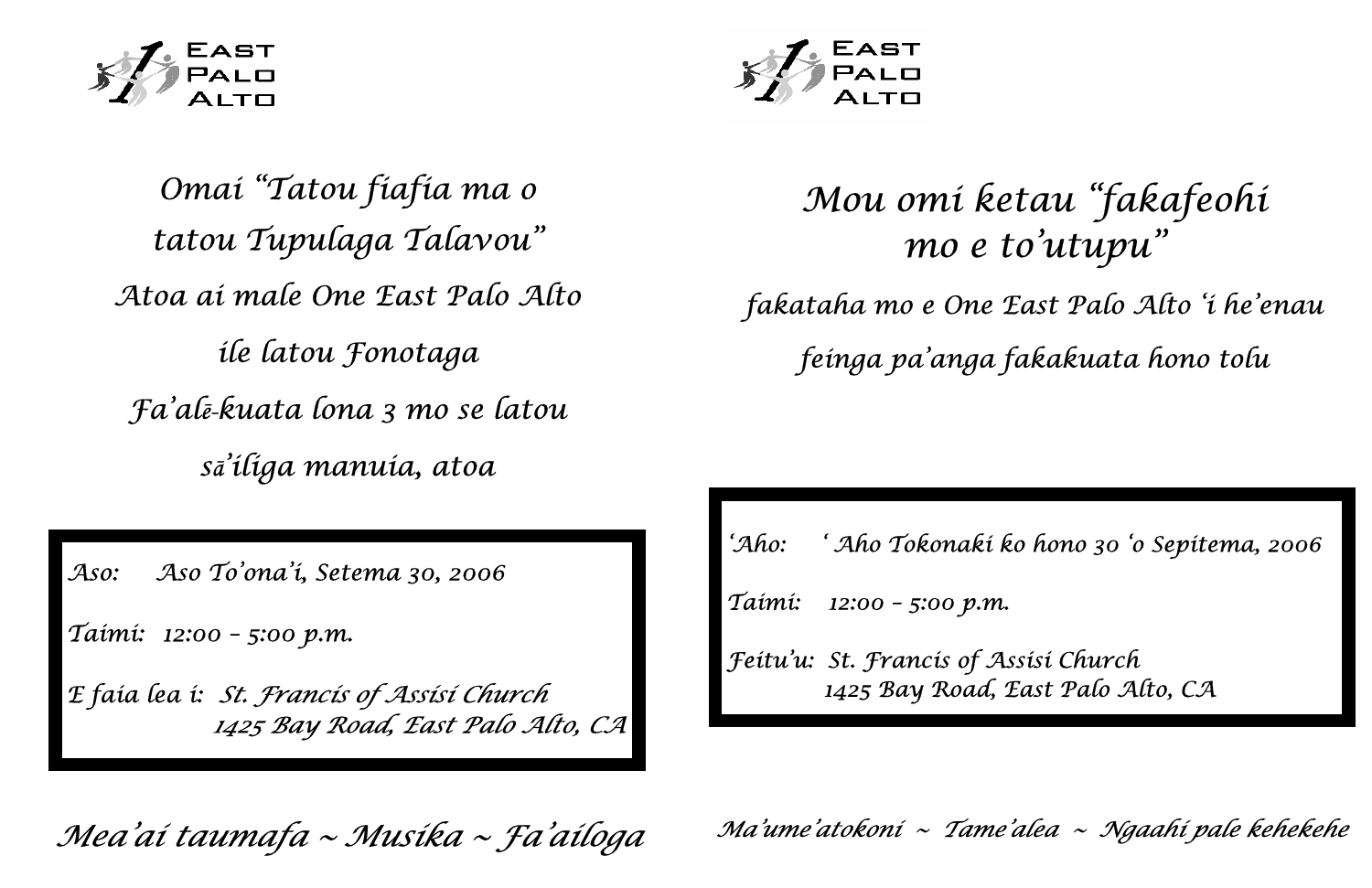EAST PALO ALTO

*Omai "Tatou fiafia ma o tatou Tupulaga Talavou"*

*Atoa ai male One East Palo Alto*

*ile latou Fonotaga*

*Fa'alē-kuata lona 3 mo se latou*

*sā'iliga manuia, atoa*

| | |
|---|---|
| *Aso:* | *Aso To'ona'i, Setema 30, 2006* |
| *Taimi:* | *12:00 – 5:00 p.m.* |
| *E faia lea i:* | *St. Francis of Assisi Church*<br>*1425 Bay Road, East Palo Alto, CA* |

*Mea'ai taumafa ~ Musika ~ Fa'ailoga*

EAST PALO ALTO

*Mou omi ketau "fakafeohi mo e to'utupu"*

*fakataha mo e One East Palo Alto 'i he'enau*

*feinga pa'anga fakakuata hono tolu*

| | |
|---|---|
| *'Aho:* | *' Aho Tokonaki ko hono 30 'o Sepitema, 2006* |
| *Taimi:* | *12:00 – 5:00 p.m.* |
| *Feitu'u:* | *St. Francis of Assisi Church*<br>*1425 Bay Road, East Palo Alto, CA* |

*Ma'ume'atokoni ~ Tame'alea ~ Ngaahi pale kehekehe*